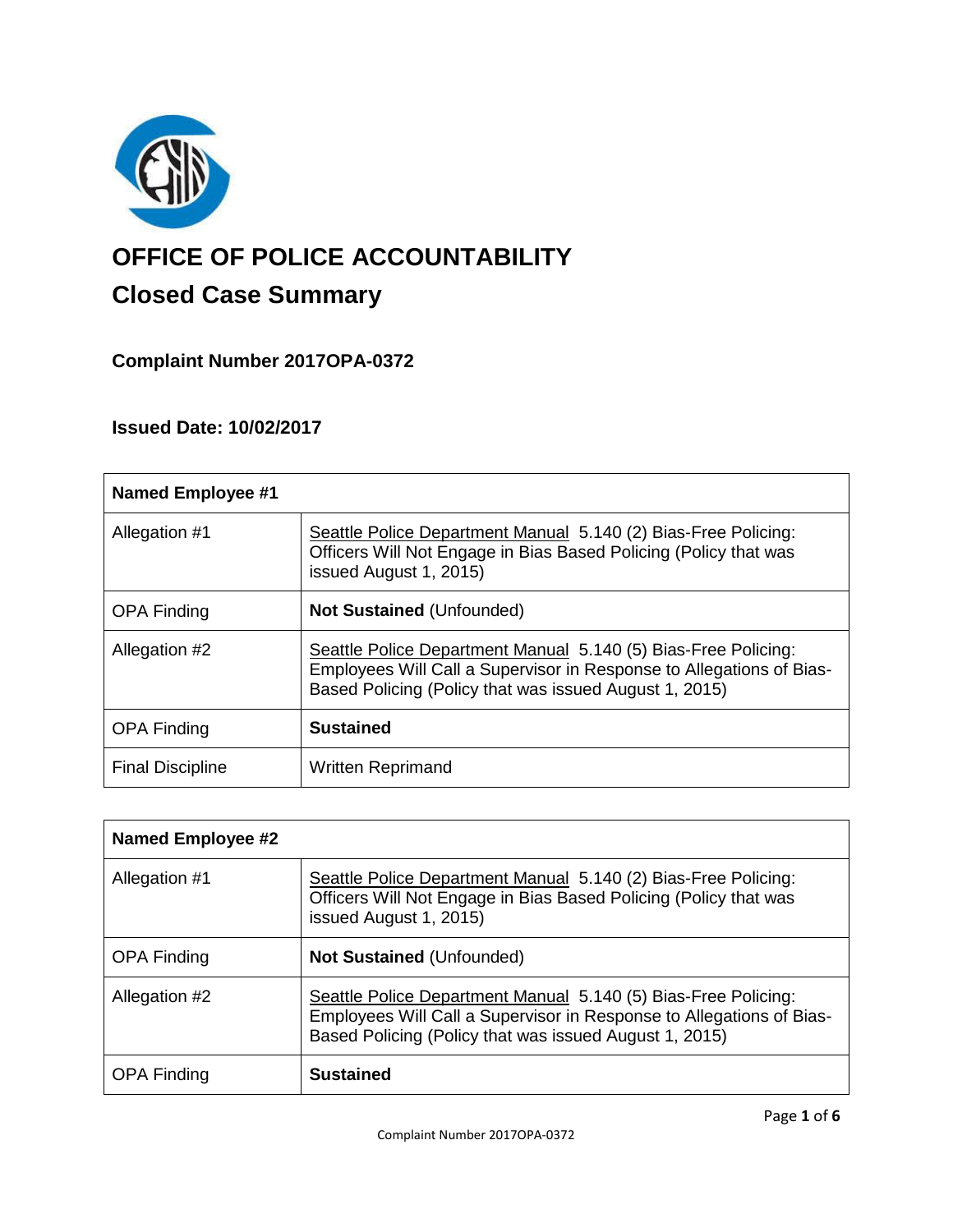# OFFICE OF POLICE ACCOUNTABILITY

## Closed Case Summary

### Complaint Number 2017OPA-0372

### Issued Date: 10/02/2017

| **Named Employee #1** | |
|---|---|
| Allegation #1 | Seattle Police Department Manual 5.140 (2) Bias-Free Policing: Officers Will Not Engage in Bias Based Policing (Policy that was issued August 1, 2015) |
| OPA Finding | **Not Sustained** (Unfounded) |
| Allegation #2 | Seattle Police Department Manual 5.140 (5) Bias-Free Policing: Employees Will Call a Supervisor in Response to Allegations of Bias-Based Policing (Policy that was issued August 1, 2015) |
| OPA Finding | **Sustained** |
| Final Discipline | Written Reprimand |

| **Named Employee #2** | |
|---|---|
| Allegation #1 | Seattle Police Department Manual 5.140 (2) Bias-Free Policing: Officers Will Not Engage in Bias Based Policing (Policy that was issued August 1, 2015) |
| OPA Finding | **Not Sustained** (Unfounded) |
| Allegation #2 | Seattle Police Department Manual 5.140 (5) Bias-Free Policing: Employees Will Call a Supervisor in Response to Allegations of Bias-Based Policing (Policy that was issued August 1, 2015) |
| OPA Finding | **Sustained** |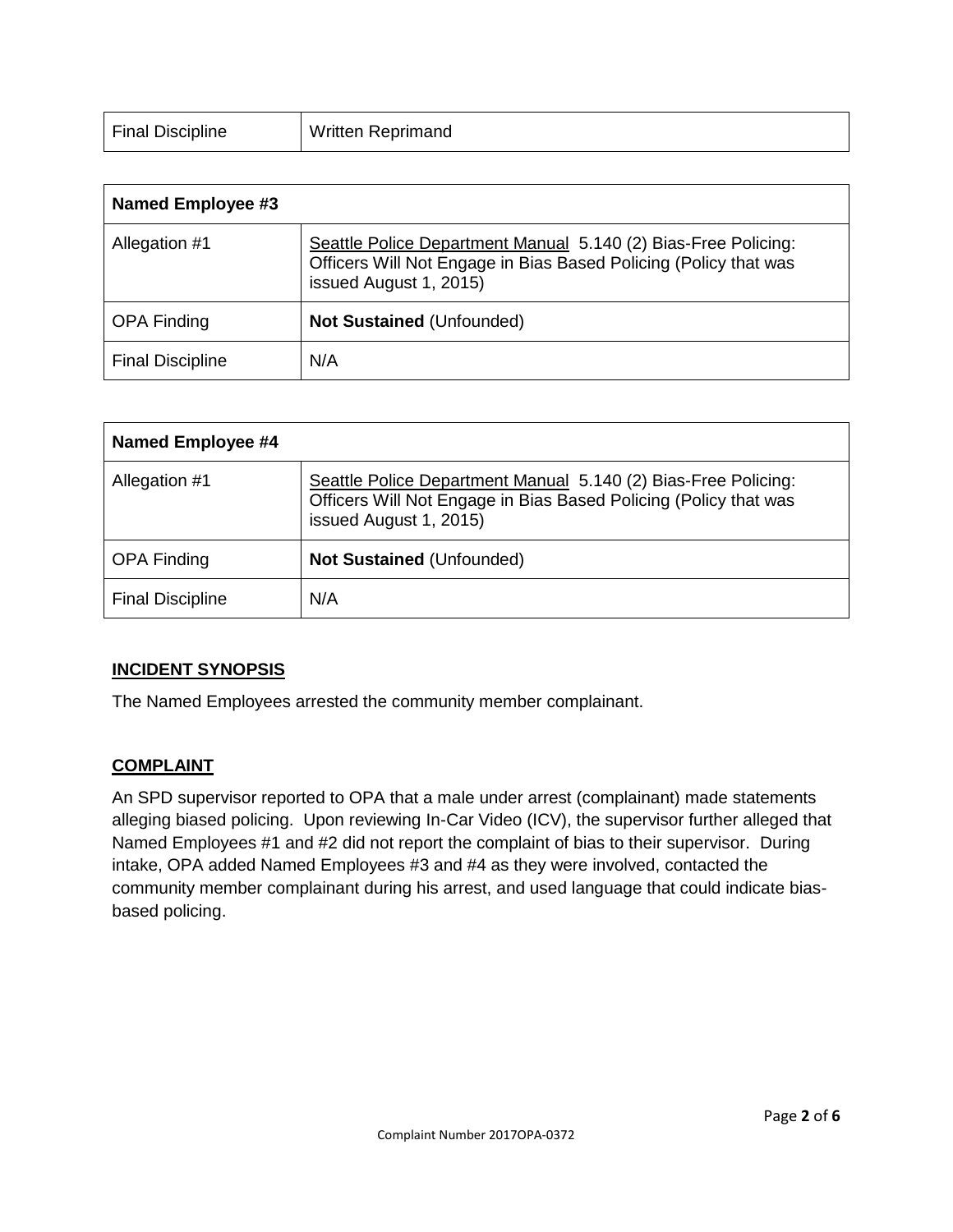| Final Discipline | Written Reprimand |
|---|---|

| Named Employee #3 | |
|---|---|
| Allegation #1 | Seattle Police Department Manual 5.140 (2) Bias-Free Policing: Officers Will Not Engage in Bias Based Policing (Policy that was issued August 1, 2015) |
| OPA Finding | **Not Sustained** (Unfounded) |
| Final Discipline | N/A |

| Named Employee #4 | |
|---|---|
| Allegation #1 | Seattle Police Department Manual 5.140 (2) Bias-Free Policing: Officers Will Not Engage in Bias Based Policing (Policy that was issued August 1, 2015) |
| OPA Finding | **Not Sustained** (Unfounded) |
| Final Discipline | N/A |

## INCIDENT SYNOPSIS

The Named Employees arrested the community member complainant.

## COMPLAINT

An SPD supervisor reported to OPA that a male under arrest (complainant) made statements alleging biased policing. Upon reviewing In-Car Video (ICV), the supervisor further alleged that Named Employees #1 and #2 did not report the complaint of bias to their supervisor. During intake, OPA added Named Employees #3 and #4 as they were involved, contacted the community member complainant during his arrest, and used language that could indicate bias-based policing.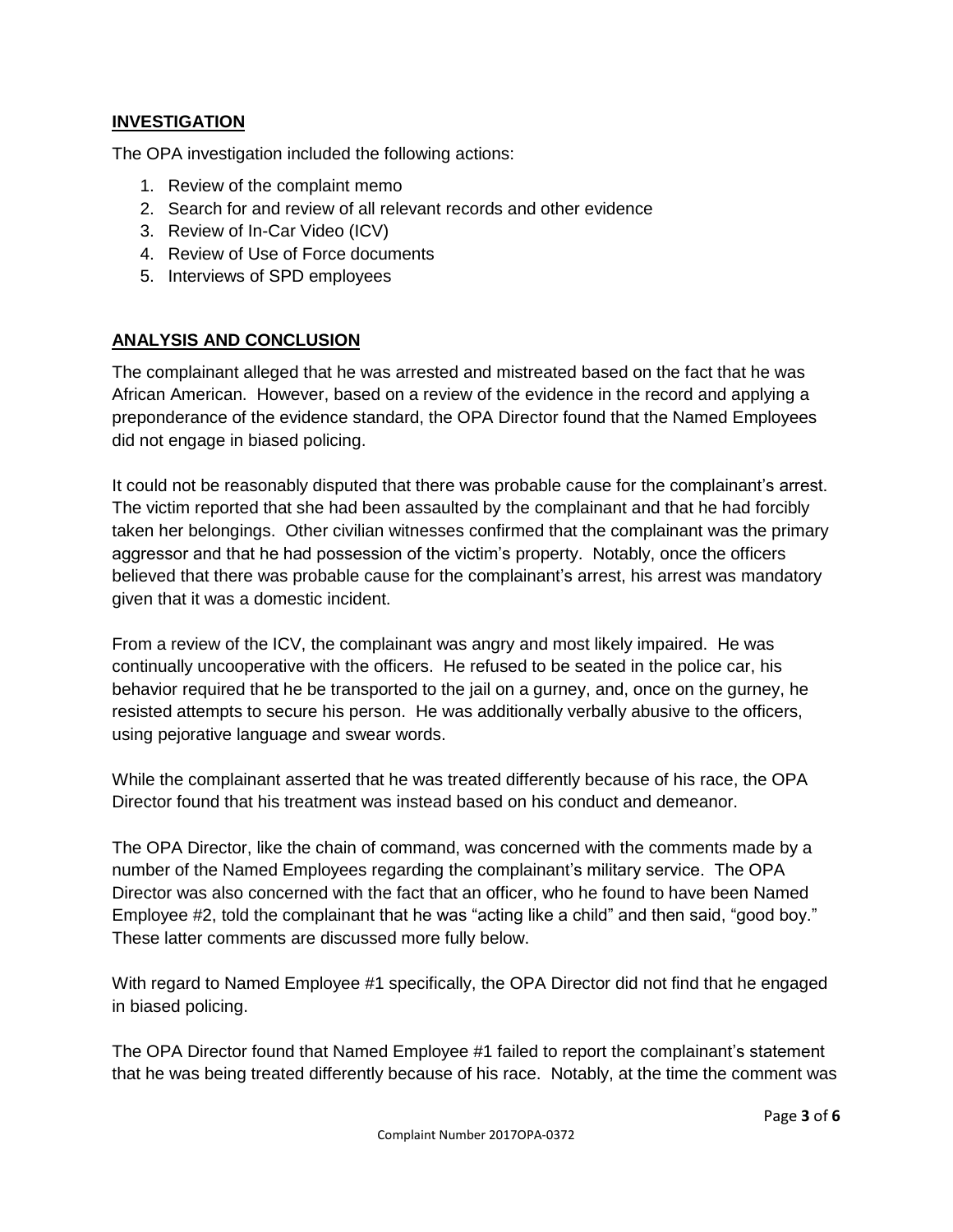## **INVESTIGATION**

The OPA investigation included the following actions:

1. Review of the complaint memo
2. Search for and review of all relevant records and other evidence
3. Review of In-Car Video (ICV)
4. Review of Use of Force documents
5. Interviews of SPD employees

## **ANALYSIS AND CONCLUSION**

The complainant alleged that he was arrested and mistreated based on the fact that he was African American. However, based on a review of the evidence in the record and applying a preponderance of the evidence standard, the OPA Director found that the Named Employees did not engage in biased policing.

It could not be reasonably disputed that there was probable cause for the complainant's arrest. The victim reported that she had been assaulted by the complainant and that he had forcibly taken her belongings. Other civilian witnesses confirmed that the complainant was the primary aggressor and that he had possession of the victim's property. Notably, once the officers believed that there was probable cause for the complainant's arrest, his arrest was mandatory given that it was a domestic incident.

From a review of the ICV, the complainant was angry and most likely impaired. He was continually uncooperative with the officers. He refused to be seated in the police car, his behavior required that he be transported to the jail on a gurney, and, once on the gurney, he resisted attempts to secure his person. He was additionally verbally abusive to the officers, using pejorative language and swear words.

While the complainant asserted that he was treated differently because of his race, the OPA Director found that his treatment was instead based on his conduct and demeanor.

The OPA Director, like the chain of command, was concerned with the comments made by a number of the Named Employees regarding the complainant's military service. The OPA Director was also concerned with the fact that an officer, who he found to have been Named Employee #2, told the complainant that he was "acting like a child" and then said, "good boy." These latter comments are discussed more fully below.

With regard to Named Employee #1 specifically, the OPA Director did not find that he engaged in biased policing.

The OPA Director found that Named Employee #1 failed to report the complainant's statement that he was being treated differently because of his race. Notably, at the time the comment was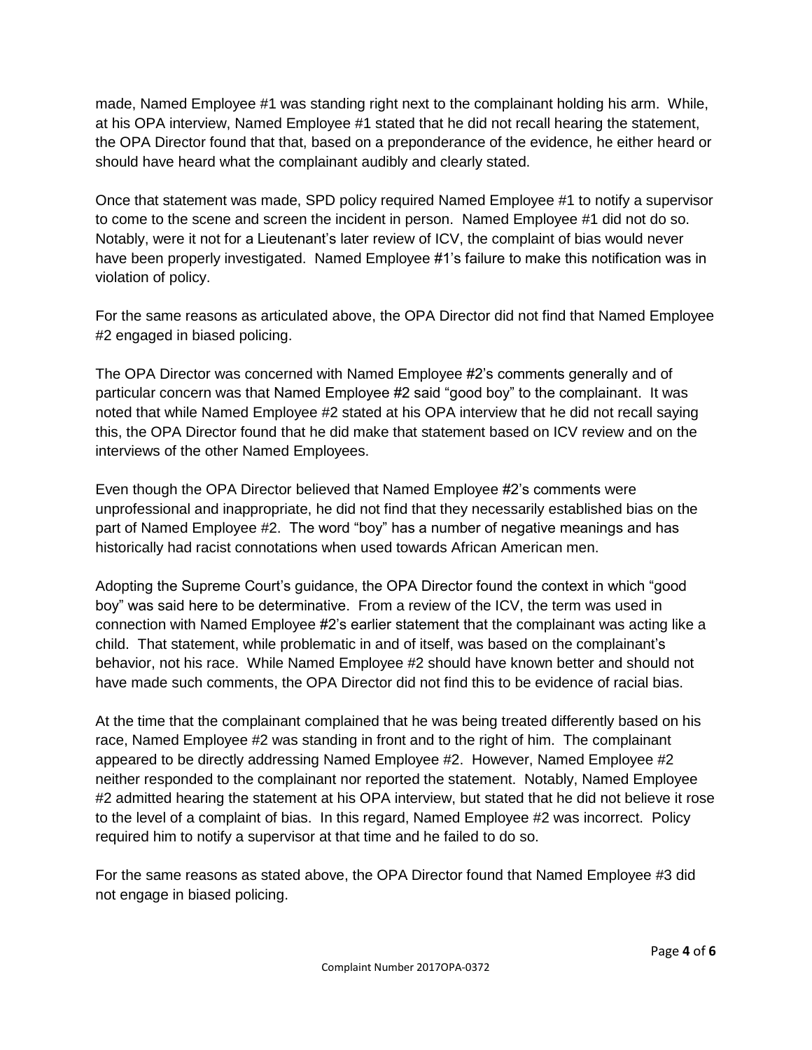made, Named Employee #1 was standing right next to the complainant holding his arm. While, at his OPA interview, Named Employee #1 stated that he did not recall hearing the statement, the OPA Director found that that, based on a preponderance of the evidence, he either heard or should have heard what the complainant audibly and clearly stated.

Once that statement was made, SPD policy required Named Employee #1 to notify a supervisor to come to the scene and screen the incident in person. Named Employee #1 did not do so. Notably, were it not for a Lieutenant's later review of ICV, the complaint of bias would never have been properly investigated. Named Employee #1's failure to make this notification was in violation of policy.

For the same reasons as articulated above, the OPA Director did not find that Named Employee #2 engaged in biased policing.

The OPA Director was concerned with Named Employee #2's comments generally and of particular concern was that Named Employee #2 said "good boy" to the complainant. It was noted that while Named Employee #2 stated at his OPA interview that he did not recall saying this, the OPA Director found that he did make that statement based on ICV review and on the interviews of the other Named Employees.

Even though the OPA Director believed that Named Employee #2's comments were unprofessional and inappropriate, he did not find that they necessarily established bias on the part of Named Employee #2. The word "boy" has a number of negative meanings and has historically had racist connotations when used towards African American men.

Adopting the Supreme Court's guidance, the OPA Director found the context in which "good boy" was said here to be determinative. From a review of the ICV, the term was used in connection with Named Employee #2's earlier statement that the complainant was acting like a child. That statement, while problematic in and of itself, was based on the complainant's behavior, not his race. While Named Employee #2 should have known better and should not have made such comments, the OPA Director did not find this to be evidence of racial bias.

At the time that the complainant complained that he was being treated differently based on his race, Named Employee #2 was standing in front and to the right of him. The complainant appeared to be directly addressing Named Employee #2. However, Named Employee #2 neither responded to the complainant nor reported the statement. Notably, Named Employee #2 admitted hearing the statement at his OPA interview, but stated that he did not believe it rose to the level of a complaint of bias. In this regard, Named Employee #2 was incorrect. Policy required him to notify a supervisor at that time and he failed to do so.

For the same reasons as stated above, the OPA Director found that Named Employee #3 did not engage in biased policing.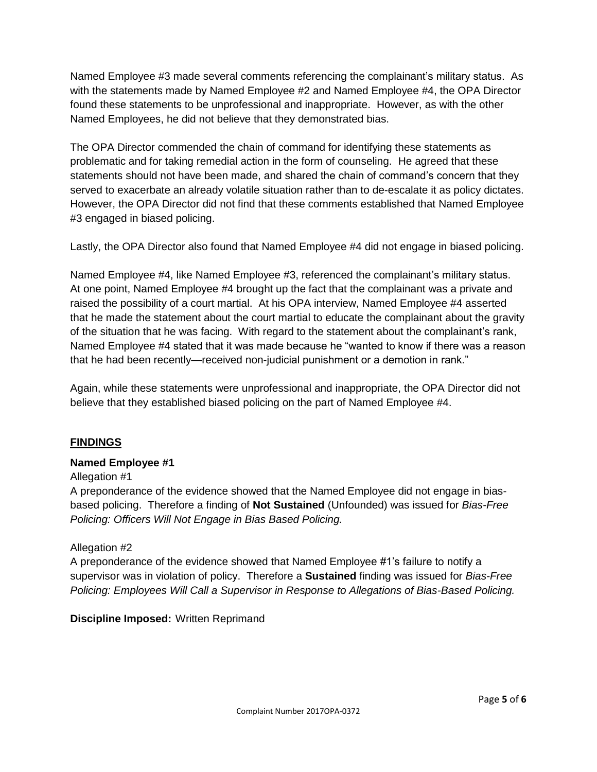Named Employee #3 made several comments referencing the complainant's military status. As with the statements made by Named Employee #2 and Named Employee #4, the OPA Director found these statements to be unprofessional and inappropriate. However, as with the other Named Employees, he did not believe that they demonstrated bias.

The OPA Director commended the chain of command for identifying these statements as problematic and for taking remedial action in the form of counseling. He agreed that these statements should not have been made, and shared the chain of command's concern that they served to exacerbate an already volatile situation rather than to de-escalate it as policy dictates. However, the OPA Director did not find that these comments established that Named Employee #3 engaged in biased policing.

Lastly, the OPA Director also found that Named Employee #4 did not engage in biased policing.

Named Employee #4, like Named Employee #3, referenced the complainant's military status. At one point, Named Employee #4 brought up the fact that the complainant was a private and raised the possibility of a court martial. At his OPA interview, Named Employee #4 asserted that he made the statement about the court martial to educate the complainant about the gravity of the situation that he was facing. With regard to the statement about the complainant's rank, Named Employee #4 stated that it was made because he "wanted to know if there was a reason that he had been recently—received non-judicial punishment or a demotion in rank."

Again, while these statements were unprofessional and inappropriate, the OPA Director did not believe that they established biased policing on the part of Named Employee #4.

## FINDINGS

### Named Employee #1

Allegation #1

A preponderance of the evidence showed that the Named Employee did not engage in bias-based policing. Therefore a finding of **Not Sustained** (Unfounded) was issued for *Bias-Free Policing: Officers Will Not Engage in Bias Based Policing.*

Allegation #2

A preponderance of the evidence showed that Named Employee #1's failure to notify a supervisor was in violation of policy. Therefore a **Sustained** finding was issued for *Bias-Free Policing: Employees Will Call a Supervisor in Response to Allegations of Bias-Based Policing.*

**Discipline Imposed:** Written Reprimand

Complaint Number 2017OPA-0372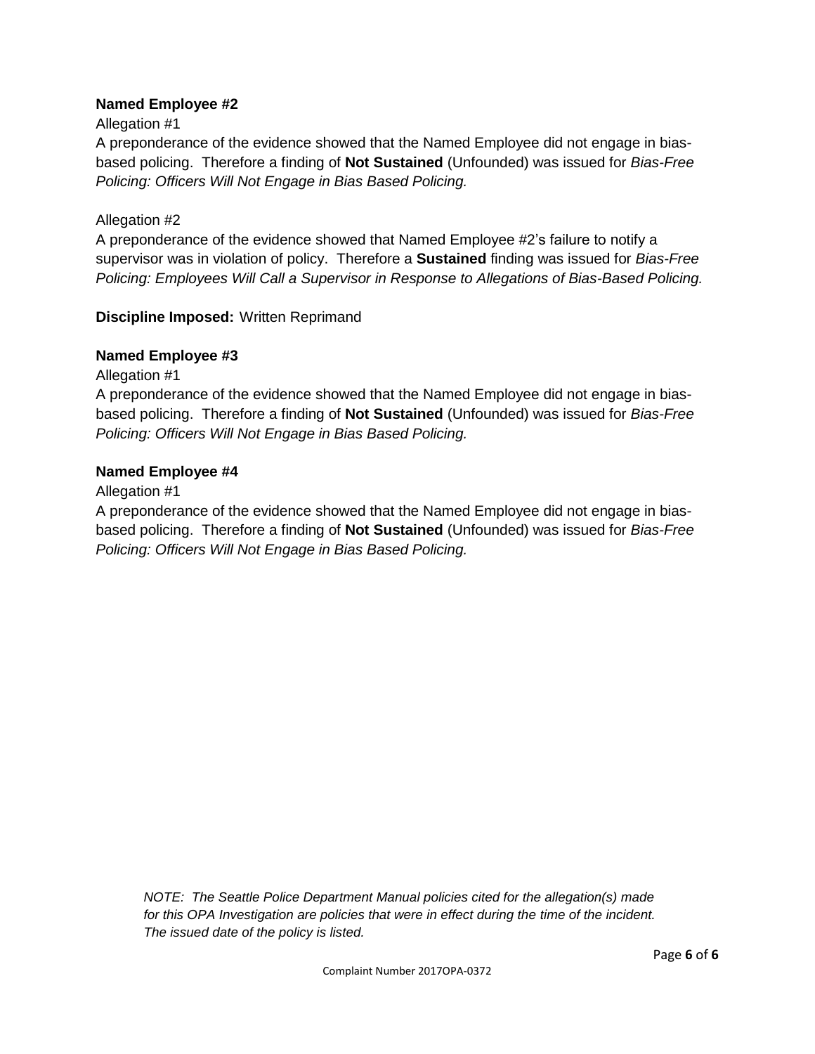**Named Employee #2**

Allegation #1

A preponderance of the evidence showed that the Named Employee did not engage in bias-based policing. Therefore a finding of **Not Sustained** (Unfounded) was issued for *Bias-Free Policing: Officers Will Not Engage in Bias Based Policing.*

Allegation #2

A preponderance of the evidence showed that Named Employee #2's failure to notify a supervisor was in violation of policy. Therefore a **Sustained** finding was issued for *Bias-Free Policing: Employees Will Call a Supervisor in Response to Allegations of Bias-Based Policing.*

**Discipline Imposed:** Written Reprimand

**Named Employee #3**

Allegation #1

A preponderance of the evidence showed that the Named Employee did not engage in bias-based policing. Therefore a finding of **Not Sustained** (Unfounded) was issued for *Bias-Free Policing: Officers Will Not Engage in Bias Based Policing.*

**Named Employee #4**

Allegation #1

A preponderance of the evidence showed that the Named Employee did not engage in bias-based policing. Therefore a finding of **Not Sustained** (Unfounded) was issued for *Bias-Free Policing: Officers Will Not Engage in Bias Based Policing.*

*NOTE: The Seattle Police Department Manual policies cited for the allegation(s) made for this OPA Investigation are policies that were in effect during the time of the incident. The issued date of the policy is listed.*

Complaint Number 2017OPA-0372